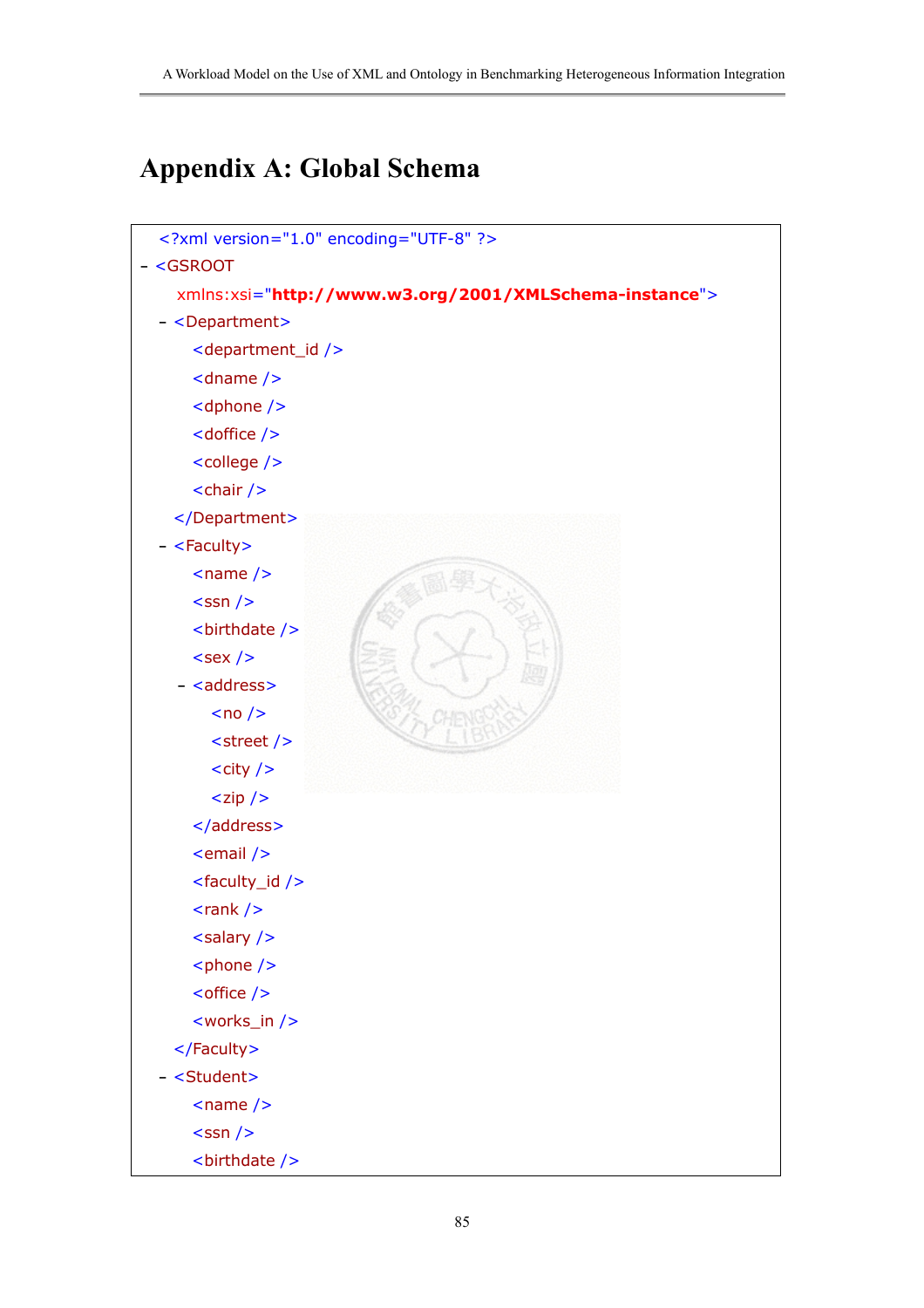# Appendix A: Global Schema

```
<?xml version="1.0" encoding="UTF-8" ?>
- <GSROOT
    xmlns:xsi="http://www.w3.org/2001/XMLSchema-instance">
  - <Department>
      <department_id />
      <dname />
      <dphone />
      <doffice />
      <college />
      <chair />
    </Department>
  - <Faculty>
      <name />
      <ssn />
      <birthdate />
      <sex />
    - <address>
        <no />
        <street />
        <city />
        <zip />
      </address>
      <email />
      <faculty_id />
      <rank />
      <salary />
      <phone />
      <office />
      <works_in />
    </Faculty>
  - <Student>
      <name />
      <ssn />
      <birthdate />
```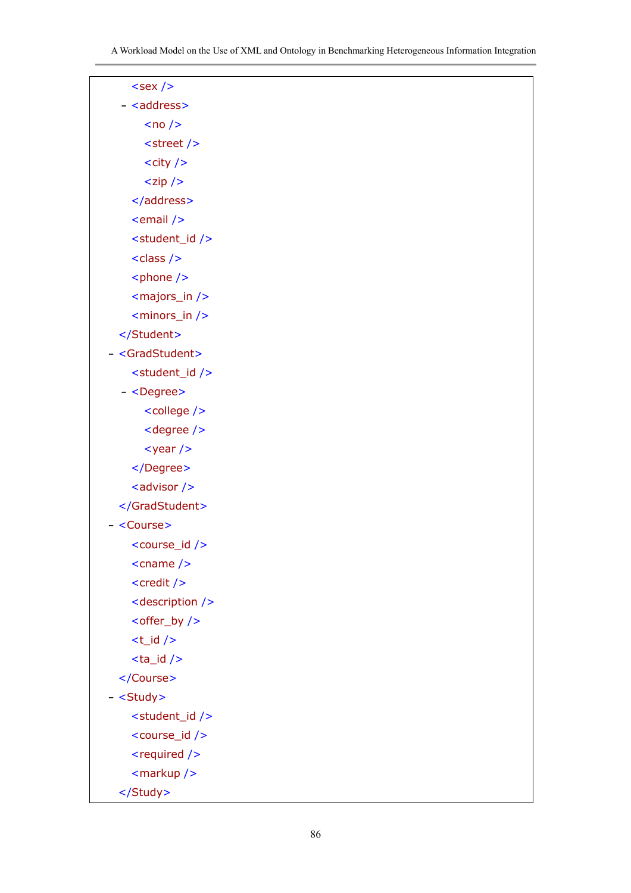```
<sex />
- <address>
    <no />
    <street />
    <city />
    <zip />
  </address>
  <email />
  <student_id />
  <class />
  <phone />
  <majors_in />
  <minors_in />
</Student>
- <GradStudent>
    <student_id />
  - <Degree>
      <college />
      <degree />
      <year />
    </Degree>
    <advisor />
  </GradStudent>
- <Course>
    <course_id />
    <cname />
    <credit />
    <description />
    <offer_by />
    <t_id />
    <ta_id />
  </Course>
- <Study>
    <student_id />
    <course_id />
    <required />
    <markup />
  </Study>
```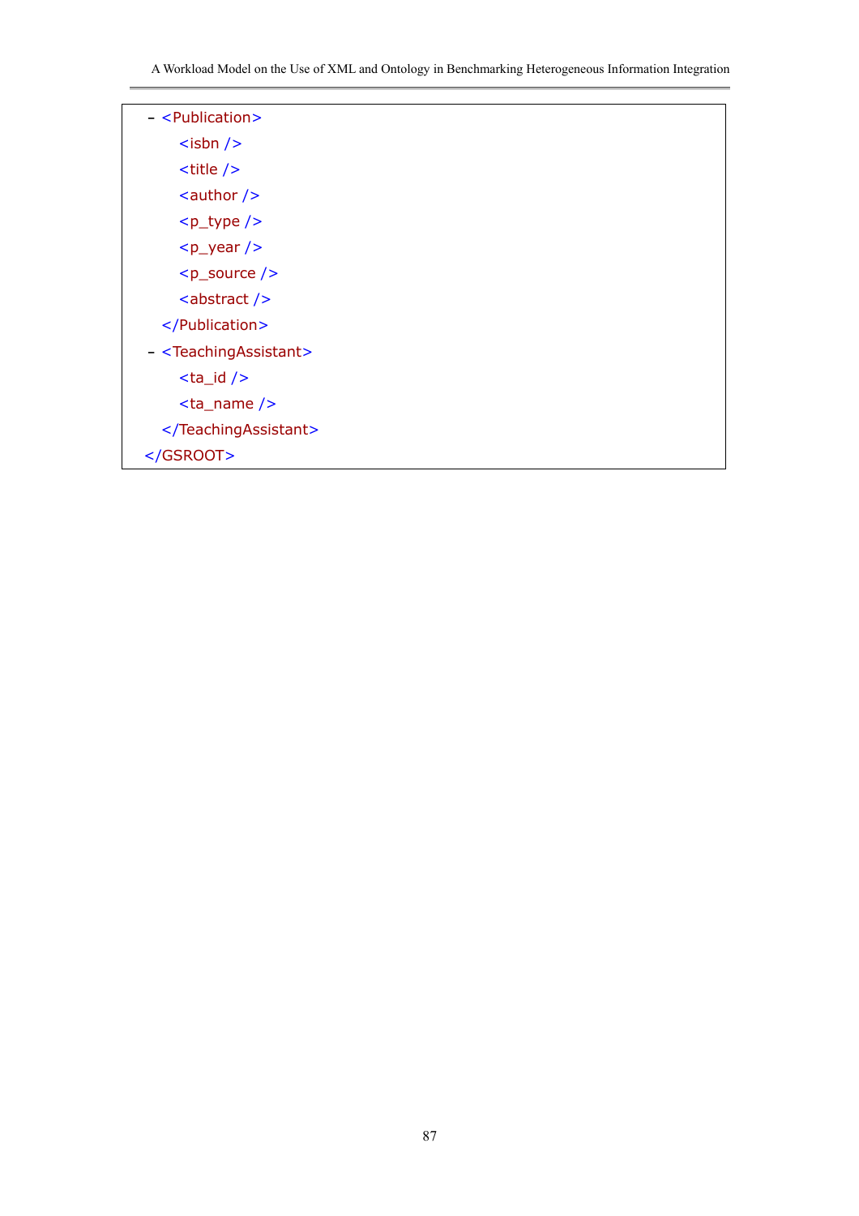```
- <Publication>
    <isbn />
    <title />
    <author />
    <p_type />
    <p_year />
    <p_source />
    <abstract />
  </Publication>
- <TeachingAssistant>
    <ta_id />
    <ta_name />
  </TeachingAssistant>
</GSROOT>
```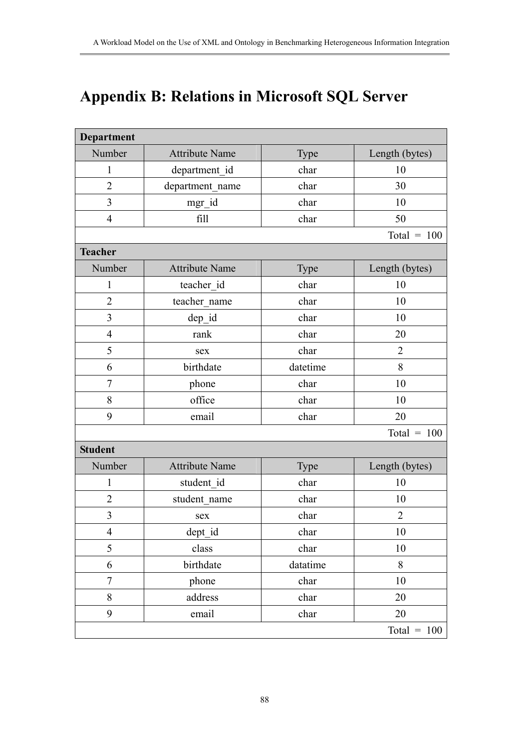# Appendix B: Relations in Microsoft SQL Server

| **Department** | | | |
|---|---|---|---|
| Number | Attribute Name | Type | Length (bytes) |
| 1 | department_id | char | 10 |
| 2 | department_name | char | 30 |
| 3 | mgr_id | char | 10 |
| 4 | fill | char | 50 |
| | | | Total = 100 |
| **Teacher** | | | |
| Number | Attribute Name | Type | Length (bytes) |
| 1 | teacher_id | char | 10 |
| 2 | teacher_name | char | 10 |
| 3 | dep_id | char | 10 |
| 4 | rank | char | 20 |
| 5 | sex | char | 2 |
| 6 | birthdate | datetime | 8 |
| 7 | phone | char | 10 |
| 8 | office | char | 10 |
| 9 | email | char | 20 |
| | | | Total = 100 |
| **Student** | | | |
| Number | Attribute Name | Type | Length (bytes) |
| 1 | student_id | char | 10 |
| 2 | student_name | char | 10 |
| 3 | sex | char | 2 |
| 4 | dept_id | char | 10 |
| 5 | class | char | 10 |
| 6 | birthdate | datatime | 8 |
| 7 | phone | char | 10 |
| 8 | address | char | 20 |
| 9 | email | char | 20 |
| | | | Total = 100 |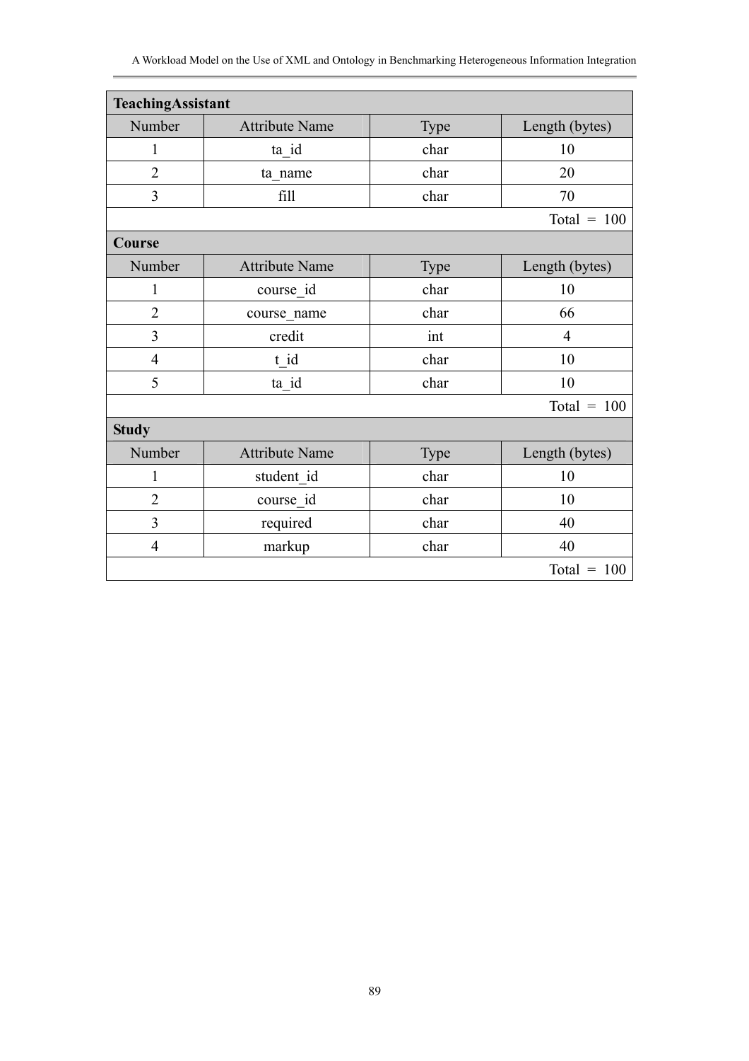| **TeachingAssistant** | | | |
|---|---|---|---|
| Number | Attribute Name | Type | Length (bytes) |
| 1 | ta_id | char | 10 |
| 2 | ta_name | char | 20 |
| 3 | fill | char | 70 |
| | | | Total = 100 |

| **Course** | | | |
|---|---|---|---|
| Number | Attribute Name | Type | Length (bytes) |
| 1 | course_id | char | 10 |
| 2 | course_name | char | 66 |
| 3 | credit | int | 4 |
| 4 | t_id | char | 10 |
| 5 | ta_id | char | 10 |
| | | | Total = 100 |

| **Study** | | | |
|---|---|---|---|
| Number | Attribute Name | Type | Length (bytes) |
| 1 | student_id | char | 10 |
| 2 | course_id | char | 10 |
| 3 | required | char | 40 |
| 4 | markup | char | 40 |
| | | | Total = 100 |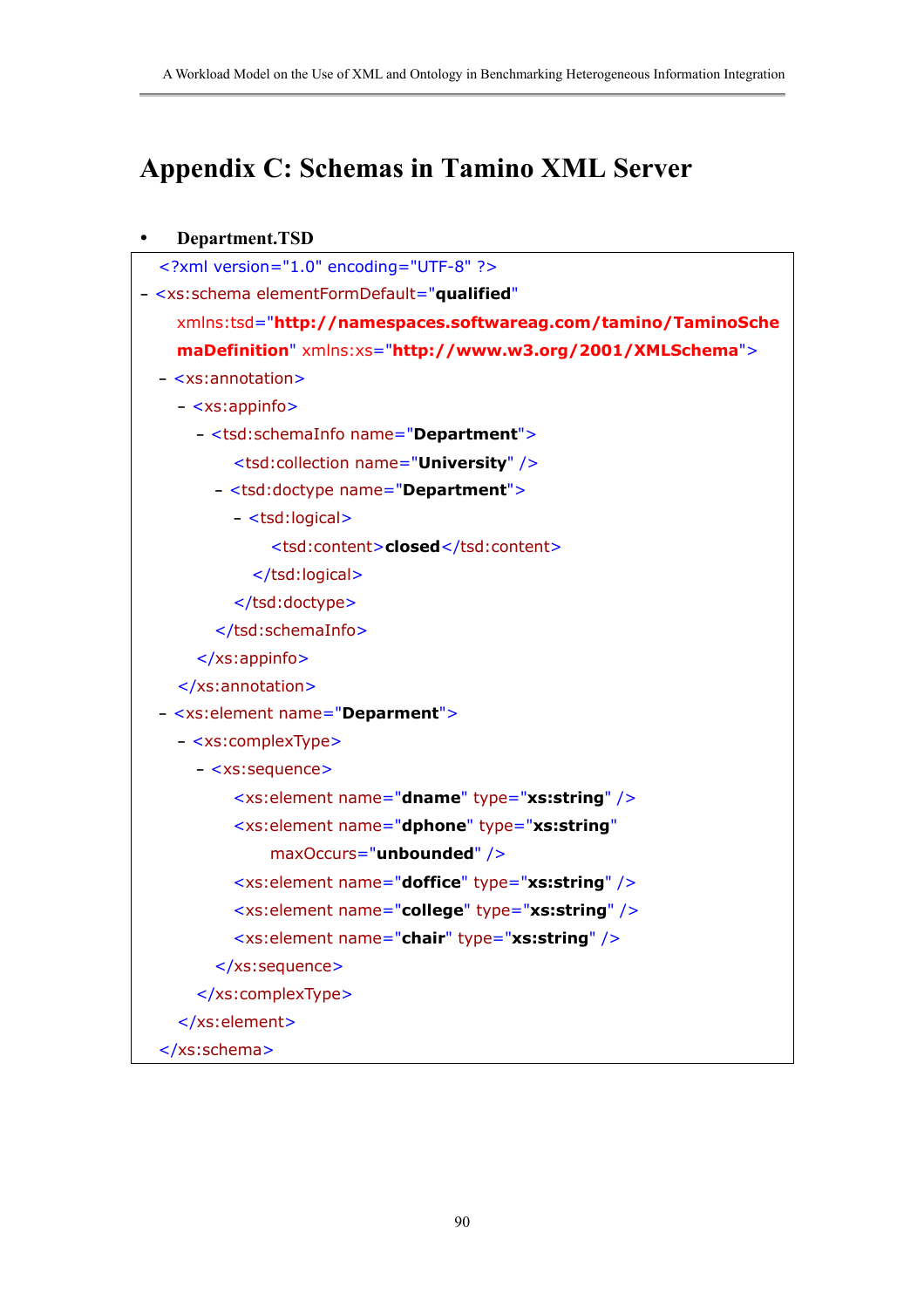# Appendix C: Schemas in Tamino XML Server

- **Department.TSD**

```
  <?xml version="1.0" encoding="UTF-8" ?>
- <xs:schema elementFormDefault="qualified"
    xmlns:tsd="http://namespaces.softwareag.com/tamino/TaminoSche
    maDefinition" xmlns:xs="http://www.w3.org/2001/XMLSchema">
  - <xs:annotation>
    - <xs:appinfo>
      - <tsd:schemaInfo name="Department">
          <tsd:collection name="University" />
        - <tsd:doctype name="Department">
          - <tsd:logical>
              <tsd:content>closed</tsd:content>
            </tsd:logical>
          </tsd:doctype>
        </tsd:schemaInfo>
      </xs:appinfo>
    </xs:annotation>
  - <xs:element name="Deparment">
    - <xs:complexType>
      - <xs:sequence>
          <xs:element name="dname" type="xs:string" />
          <xs:element name="dphone" type="xs:string"
              maxOccurs="unbounded" />
          <xs:element name="doffice" type="xs:string" />
          <xs:element name="college" type="xs:string" />
          <xs:element name="chair" type="xs:string" />
        </xs:sequence>
      </xs:complexType>
    </xs:element>
  </xs:schema>
```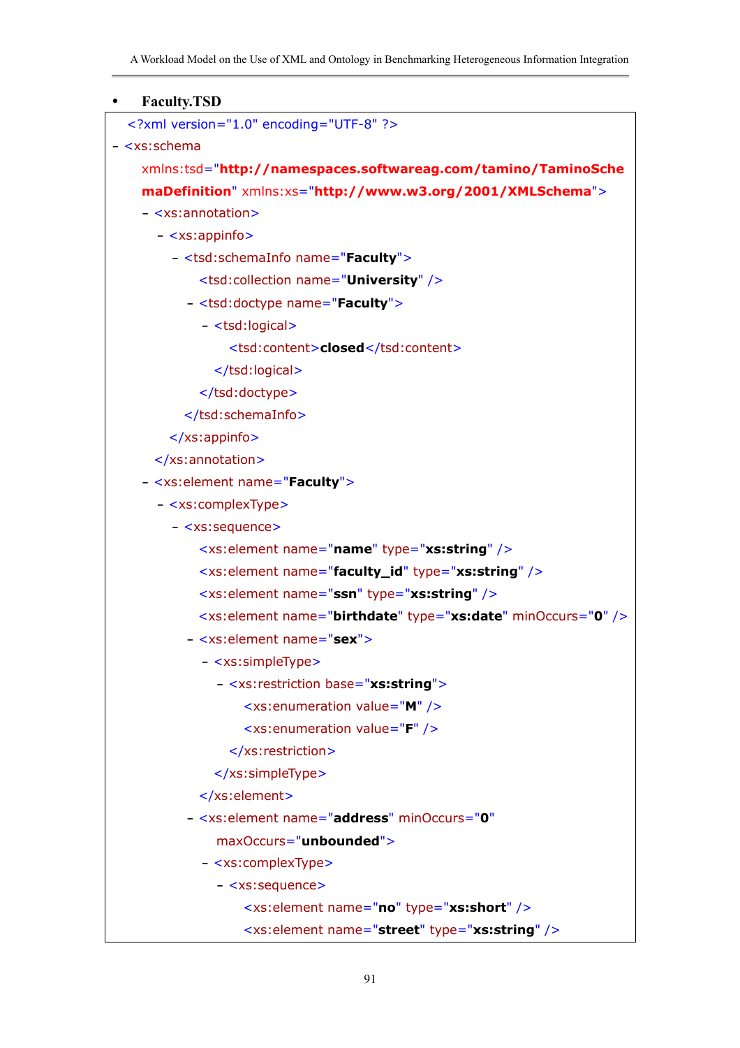- **Faculty.TSD**

```
<?xml version="1.0" encoding="UTF-8" ?>
- <xs:schema
    xmlns:tsd="http://namespaces.softwareag.com/tamino/TaminoSchemaDefinition" xmlns:xs="http://www.w3.org/2001/XMLSchema">
  - <xs:annotation>
    - <xs:appinfo>
      - <tsd:schemaInfo name="Faculty">
          <tsd:collection name="University" />
        - <tsd:doctype name="Faculty">
          - <tsd:logical>
              <tsd:content>closed</tsd:content>
            </tsd:logical>
          </tsd:doctype>
        </tsd:schemaInfo>
      </xs:appinfo>
    </xs:annotation>
  - <xs:element name="Faculty">
    - <xs:complexType>
      - <xs:sequence>
          <xs:element name="name" type="xs:string" />
          <xs:element name="faculty_id" type="xs:string" />
          <xs:element name="ssn" type="xs:string" />
          <xs:element name="birthdate" type="xs:date" minOccurs="0" />
        - <xs:element name="sex">
          - <xs:simpleType>
            - <xs:restriction base="xs:string">
                <xs:enumeration value="M" />
                <xs:enumeration value="F" />
              </xs:restriction>
            </xs:simpleType>
          </xs:element>
        - <xs:element name="address" minOccurs="0"
            maxOccurs="unbounded">
          - <xs:complexType>
            - <xs:sequence>
                <xs:element name="no" type="xs:short" />
                <xs:element name="street" type="xs:string" />
```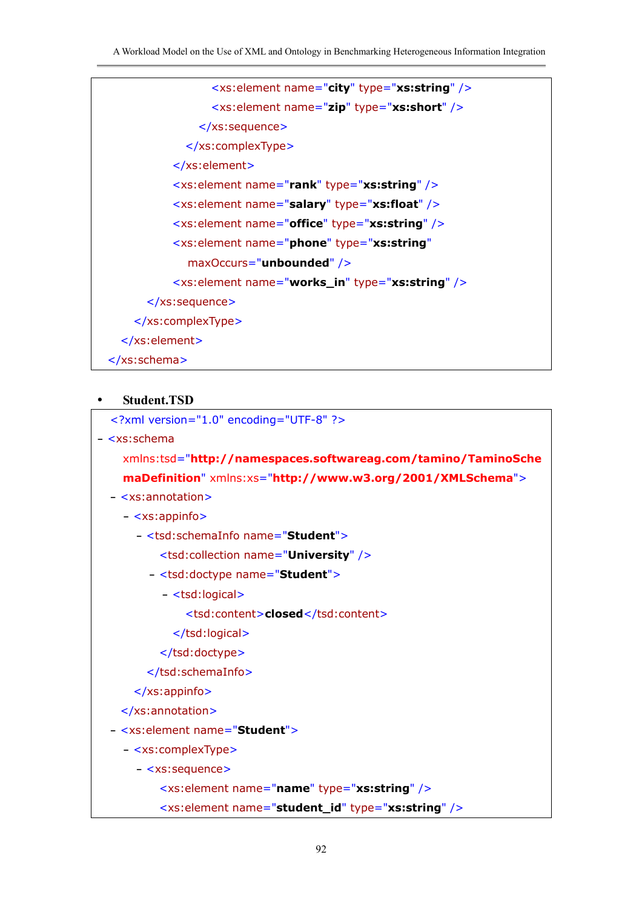```
                <xs:element name="city" type="xs:string" />
                <xs:element name="zip" type="xs:short" />
              </xs:sequence>
            </xs:complexType>
          </xs:element>
          <xs:element name="rank" type="xs:string" />
          <xs:element name="salary" type="xs:float" />
          <xs:element name="office" type="xs:string" />
          <xs:element name="phone" type="xs:string"
            maxOccurs="unbounded" />
          <xs:element name="works_in" type="xs:string" />
        </xs:sequence>
      </xs:complexType>
    </xs:element>
  </xs:schema>
```

- **Student.TSD**

```
  <?xml version="1.0" encoding="UTF-8" ?>
- <xs:schema
    xmlns:tsd="http://namespaces.softwareag.com/tamino/TaminoSche
    maDefinition" xmlns:xs="http://www.w3.org/2001/XMLSchema">
  - <xs:annotation>
    - <xs:appinfo>
      - <tsd:schemaInfo name="Student">
          <tsd:collection name="University" />
        - <tsd:doctype name="Student">
          - <tsd:logical>
              <tsd:content>closed</tsd:content>
            </tsd:logical>
          </tsd:doctype>
        </tsd:schemaInfo>
      </xs:appinfo>
    </xs:annotation>
  - <xs:element name="Student">
    - <xs:complexType>
      - <xs:sequence>
          <xs:element name="name" type="xs:string" />
          <xs:element name="student_id" type="xs:string" />
```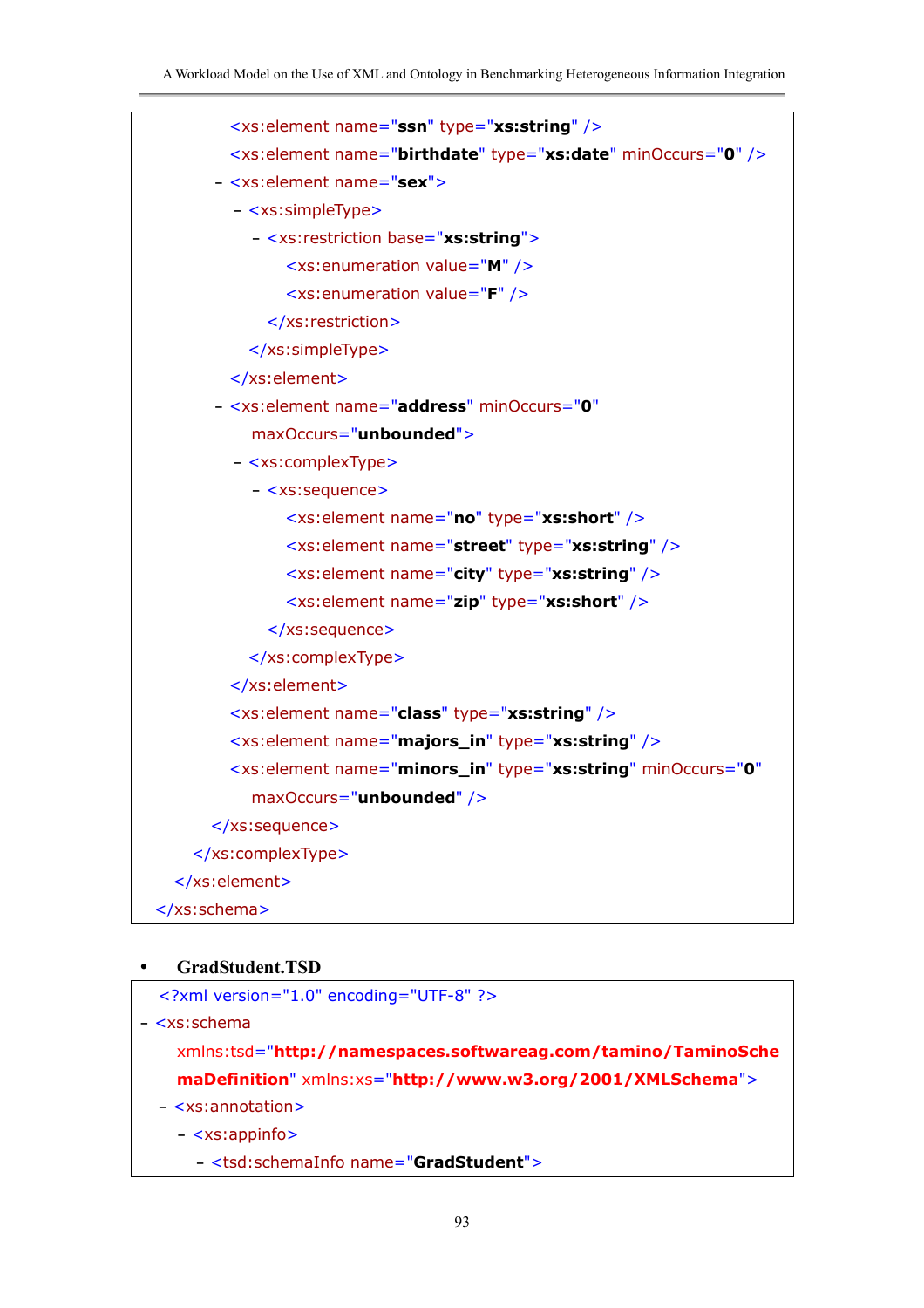```
            <xs:element name="ssn" type="xs:string" />
            <xs:element name="birthdate" type="xs:date" minOccurs="0" />
          - <xs:element name="sex">
            - <xs:simpleType>
              - <xs:restriction base="xs:string">
                  <xs:enumeration value="M" />
                  <xs:enumeration value="F" />
                </xs:restriction>
              </xs:simpleType>
            </xs:element>
          - <xs:element name="address" minOccurs="0"
              maxOccurs="unbounded">
            - <xs:complexType>
              - <xs:sequence>
                  <xs:element name="no" type="xs:short" />
                  <xs:element name="street" type="xs:string" />
                  <xs:element name="city" type="xs:string" />
                  <xs:element name="zip" type="xs:short" />
                </xs:sequence>
              </xs:complexType>
            </xs:element>
            <xs:element name="class" type="xs:string" />
            <xs:element name="majors_in" type="xs:string" />
            <xs:element name="minors_in" type="xs:string" minOccurs="0"
              maxOccurs="unbounded" />
          </xs:sequence>
        </xs:complexType>
      </xs:element>
    </xs:schema>
```

- **GradStudent.TSD**

```
  <?xml version="1.0" encoding="UTF-8" ?>
- <xs:schema
    xmlns:tsd="http://namespaces.softwareag.com/tamino/TaminoSche
    maDefinition" xmlns:xs="http://www.w3.org/2001/XMLSchema">
  - <xs:annotation>
    - <xs:appinfo>
      - <tsd:schemaInfo name="GradStudent">
```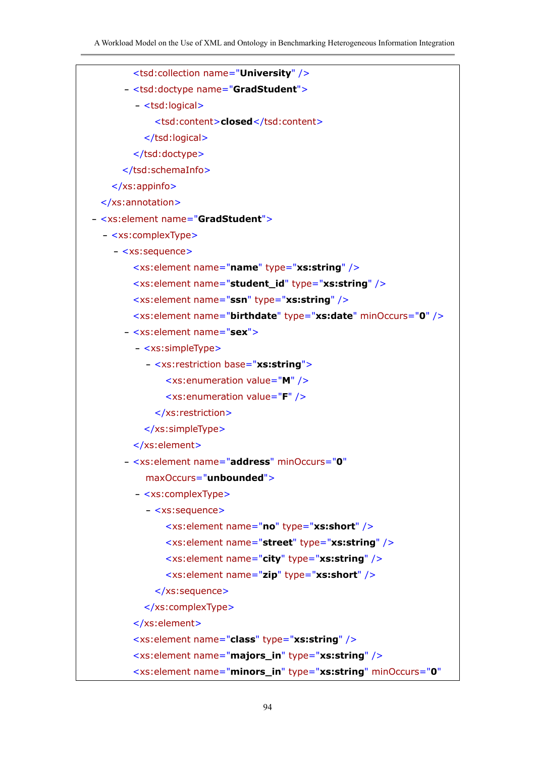```
        <tsd:collection name="University" />
      - <tsd:doctype name="GradStudent">
        - <tsd:logical>
            <tsd:content>closed</tsd:content>
          </tsd:logical>
        </tsd:doctype>
      </tsd:schemaInfo>
    </xs:appinfo>
  </xs:annotation>
- <xs:element name="GradStudent">
  - <xs:complexType>
    - <xs:sequence>
        <xs:element name="name" type="xs:string" />
        <xs:element name="student_id" type="xs:string" />
        <xs:element name="ssn" type="xs:string" />
        <xs:element name="birthdate" type="xs:date" minOccurs="0" />
      - <xs:element name="sex">
        - <xs:simpleType>
          - <xs:restriction base="xs:string">
              <xs:enumeration value="M" />
              <xs:enumeration value="F" />
            </xs:restriction>
          </xs:simpleType>
        </xs:element>
      - <xs:element name="address" minOccurs="0"
          maxOccurs="unbounded">
        - <xs:complexType>
          - <xs:sequence>
              <xs:element name="no" type="xs:short" />
              <xs:element name="street" type="xs:string" />
              <xs:element name="city" type="xs:string" />
              <xs:element name="zip" type="xs:short" />
            </xs:sequence>
          </xs:complexType>
        </xs:element>
        <xs:element name="class" type="xs:string" />
        <xs:element name="majors_in" type="xs:string" />
        <xs:element name="minors_in" type="xs:string" minOccurs="0"
```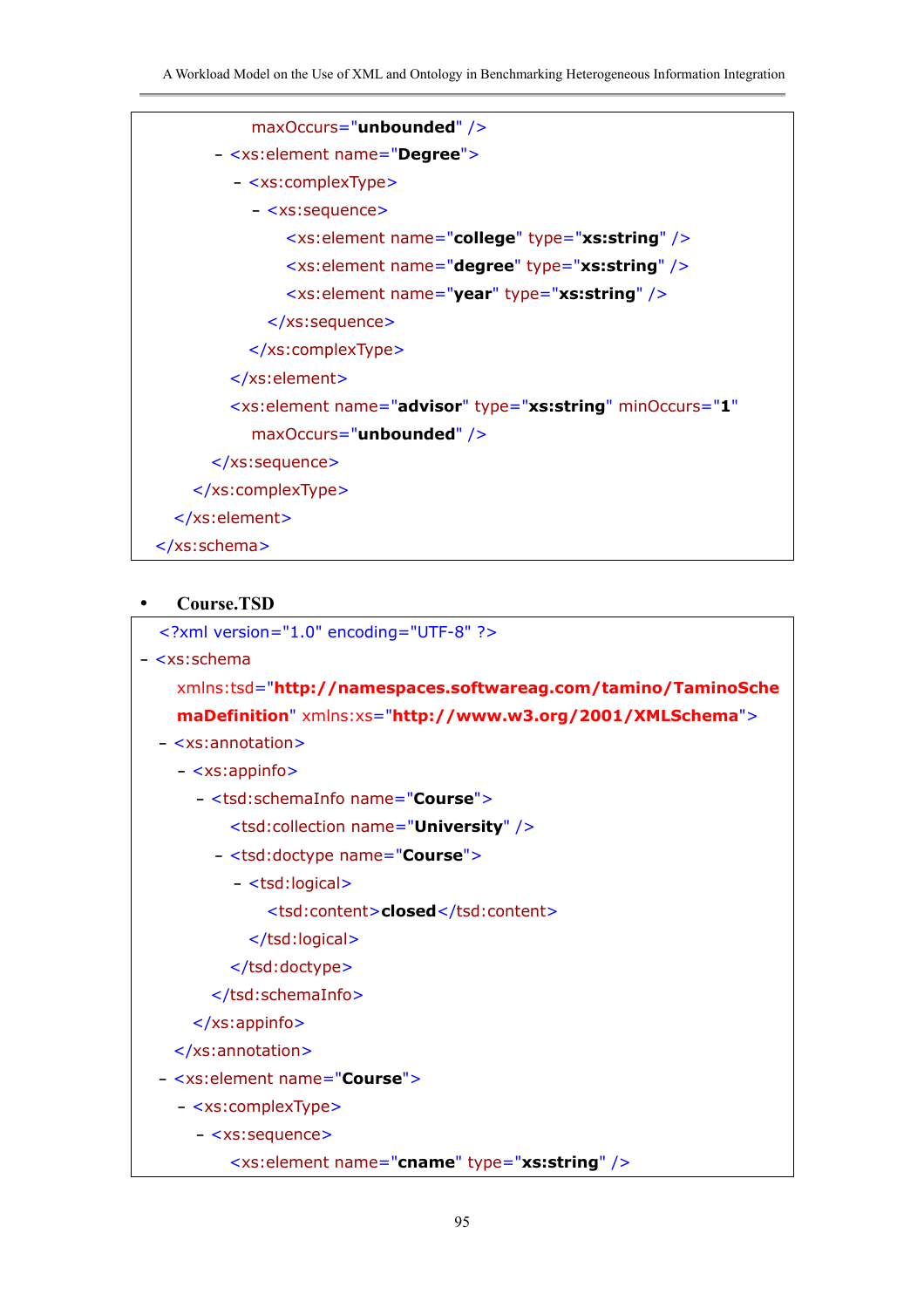```
                maxOccurs="unbounded" />
          - <xs:element name="Degree">
            - <xs:complexType>
              - <xs:sequence>
                  <xs:element name="college" type="xs:string" />
                  <xs:element name="degree" type="xs:string" />
                  <xs:element name="year" type="xs:string" />
                </xs:sequence>
              </xs:complexType>
            </xs:element>
            <xs:element name="advisor" type="xs:string" minOccurs="1"
                maxOccurs="unbounded" />
          </xs:sequence>
        </xs:complexType>
      </xs:element>
    </xs:schema>
```

- **Course.TSD**

```
  <?xml version="1.0" encoding="UTF-8" ?>
- <xs:schema
    xmlns:tsd="http://namespaces.softwareag.com/tamino/TaminoSche
    maDefinition" xmlns:xs="http://www.w3.org/2001/XMLSchema">
  - <xs:annotation>
    - <xs:appinfo>
      - <tsd:schemaInfo name="Course">
          <tsd:collection name="University" />
        - <tsd:doctype name="Course">
          - <tsd:logical>
              <tsd:content>closed</tsd:content>
            </tsd:logical>
          </tsd:doctype>
        </tsd:schemaInfo>
      </xs:appinfo>
    </xs:annotation>
  - <xs:element name="Course">
    - <xs:complexType>
      - <xs:sequence>
          <xs:element name="cname" type="xs:string" />
```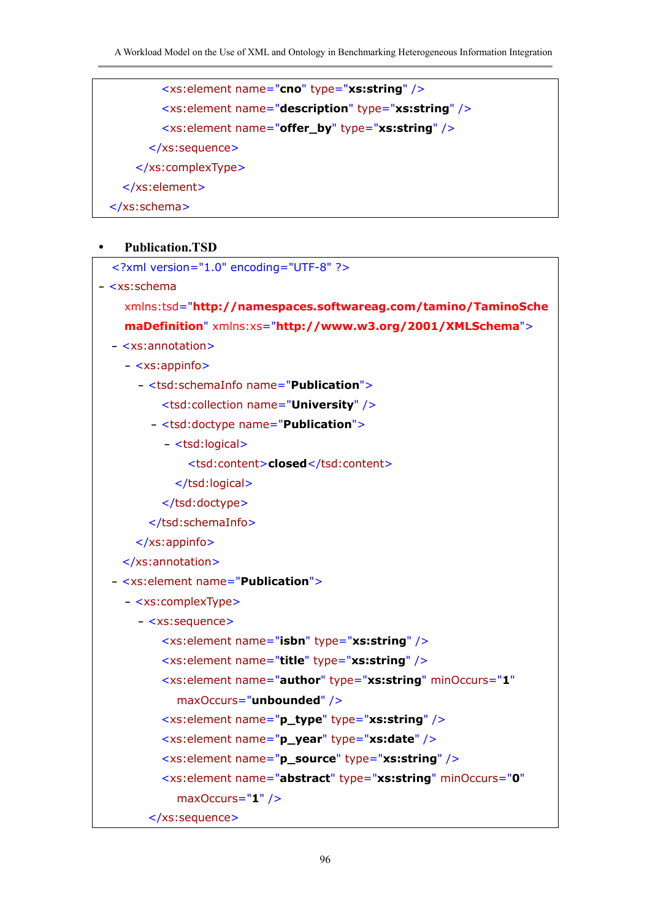```
            <xs:element name="cno" type="xs:string" />
            <xs:element name="description" type="xs:string" />
            <xs:element name="offer_by" type="xs:string" />
          </xs:sequence>
        </xs:complexType>
      </xs:element>
    </xs:schema>
```

- **Publication.TSD**

```
  <?xml version="1.0" encoding="UTF-8" ?>
- <xs:schema
    xmlns:tsd="http://namespaces.softwareag.com/tamino/TaminoSche
    maDefinition" xmlns:xs="http://www.w3.org/2001/XMLSchema">
  - <xs:annotation>
    - <xs:appinfo>
      - <tsd:schemaInfo name="Publication">
          <tsd:collection name="University" />
        - <tsd:doctype name="Publication">
          - <tsd:logical>
              <tsd:content>closed</tsd:content>
            </tsd:logical>
          </tsd:doctype>
        </tsd:schemaInfo>
      </xs:appinfo>
    </xs:annotation>
  - <xs:element name="Publication">
    - <xs:complexType>
      - <xs:sequence>
          <xs:element name="isbn" type="xs:string" />
          <xs:element name="title" type="xs:string" />
          <xs:element name="author" type="xs:string" minOccurs="1"
            maxOccurs="unbounded" />
          <xs:element name="p_type" type="xs:string" />
          <xs:element name="p_year" type="xs:date" />
          <xs:element name="p_source" type="xs:string" />
          <xs:element name="abstract" type="xs:string" minOccurs="0"
            maxOccurs="1" />
        </xs:sequence>
```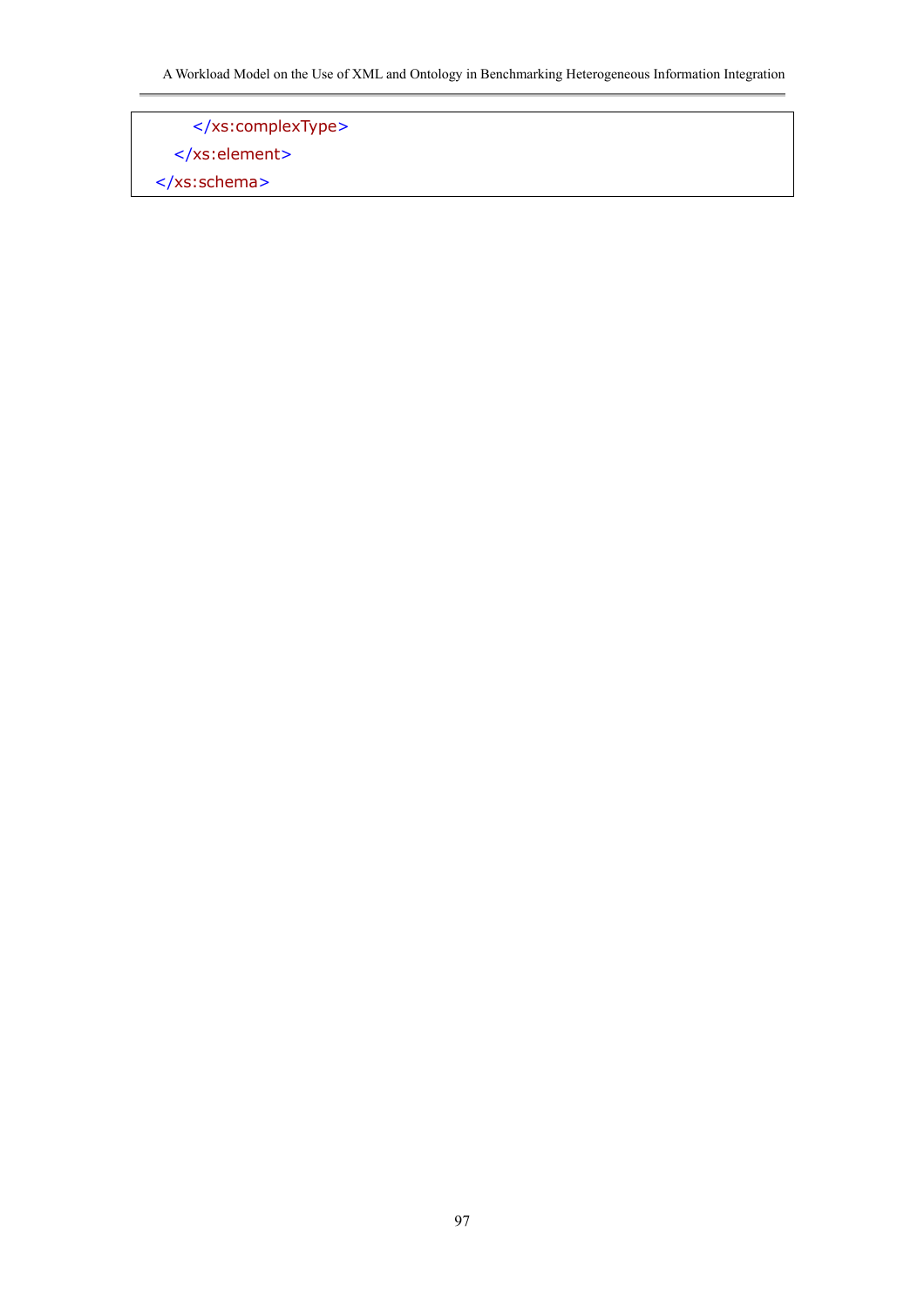```
      </xs:complexType>
    </xs:element>
  </xs:schema>
```